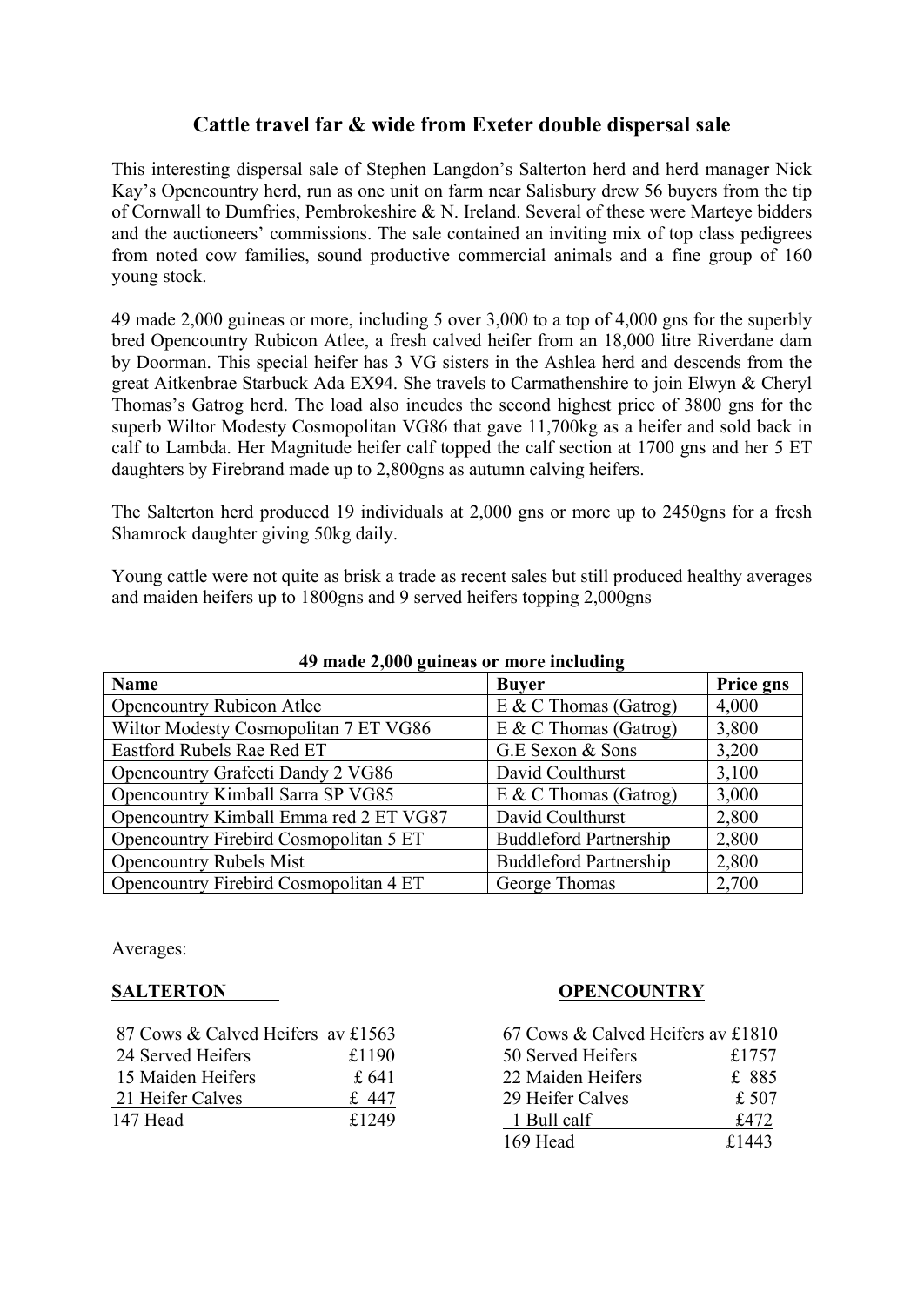# Cattle travel far & wide from Exeter double dispersal sale

This interesting dispersal sale of Stephen Langdon's Salterton herd and herd manager Nick Kay's Opencountry herd, run as one unit on farm near Salisbury drew 56 buyers from the tip of Cornwall to Dumfries, Pembrokeshire & N. Ireland. Several of these were Marteye bidders and the auctioneers' commissions. The sale contained an inviting mix of top class pedigrees from noted cow families, sound productive commercial animals and a fine group of 160 young stock.

49 made 2,000 guineas or more, including 5 over 3,000 to a top of 4,000 gns for the superbly bred Opencountry Rubicon Atlee, a fresh calved heifer from an 18,000 litre Riverdane dam by Doorman. This special heifer has 3 VG sisters in the Ashlea herd and descends from the great Aitkenbrae Starbuck Ada EX94. She travels to Carmathenshire to join Elwyn & Cheryl Thomas's Gatrog herd. The load also incudes the second highest price of 3800 gns for the superb Wiltor Modesty Cosmopolitan VG86 that gave 11,700kg as a heifer and sold back in calf to Lambda. Her Magnitude heifer calf topped the calf section at 1700 gns and her 5 ET daughters by Firebrand made up to 2,800gns as autumn calving heifers.

The Salterton herd produced 19 individuals at 2,000 gns or more up to 2450gns for a fresh Shamrock daughter giving 50kg daily.

Young cattle were not quite as brisk a trade as recent sales but still produced healthy averages and maiden heifers up to 1800gns and 9 served heifers topping 2,000gns

**49 made 2,000 guineas or more including**

| Name | Buyer | Price gns |
|---|---|---|
| Opencountry Rubicon Atlee | E & C Thomas (Gatrog) | 4,000 |
| Wiltor Modesty Cosmopolitan 7 ET VG86 | E & C Thomas (Gatrog) | 3,800 |
| Eastford Rubels Rae Red ET | G.E Sexon & Sons | 3,200 |
| Opencountry Grafeeti Dandy 2 VG86 | David Coulthurst | 3,100 |
| Opencountry Kimball Sarra SP VG85 | E & C Thomas (Gatrog) | 3,000 |
| Opencountry Kimball Emma red 2 ET VG87 | David Coulthurst | 2,800 |
| Opencountry Firebird Cosmopolitan 5 ET | Buddleford Partnership | 2,800 |
| Opencountry Rubels Mist | Buddleford Partnership | 2,800 |
| Opencountry Firebird Cosmopolitan 4 ET | George Thomas | 2,700 |

Averages:

**SALTERTON**

| | |
|---|---|
| 87 Cows & Calved Heifers | av £1563 |
| 24 Served Heifers | £1190 |
| 15 Maiden Heifers | £ 641 |
| 21 Heifer Calves | £ 447 |
| 147 Head | £1249 |

**OPENCOUNTRY**

| | |
|---|---|
| 67 Cows & Calved Heifers | av £1810 |
| 50 Served Heifers | £1757 |
| 22 Maiden Heifers | £ 885 |
| 29 Heifer Calves | £ 507 |
| 1 Bull calf | £472 |
| 169 Head | £1443 |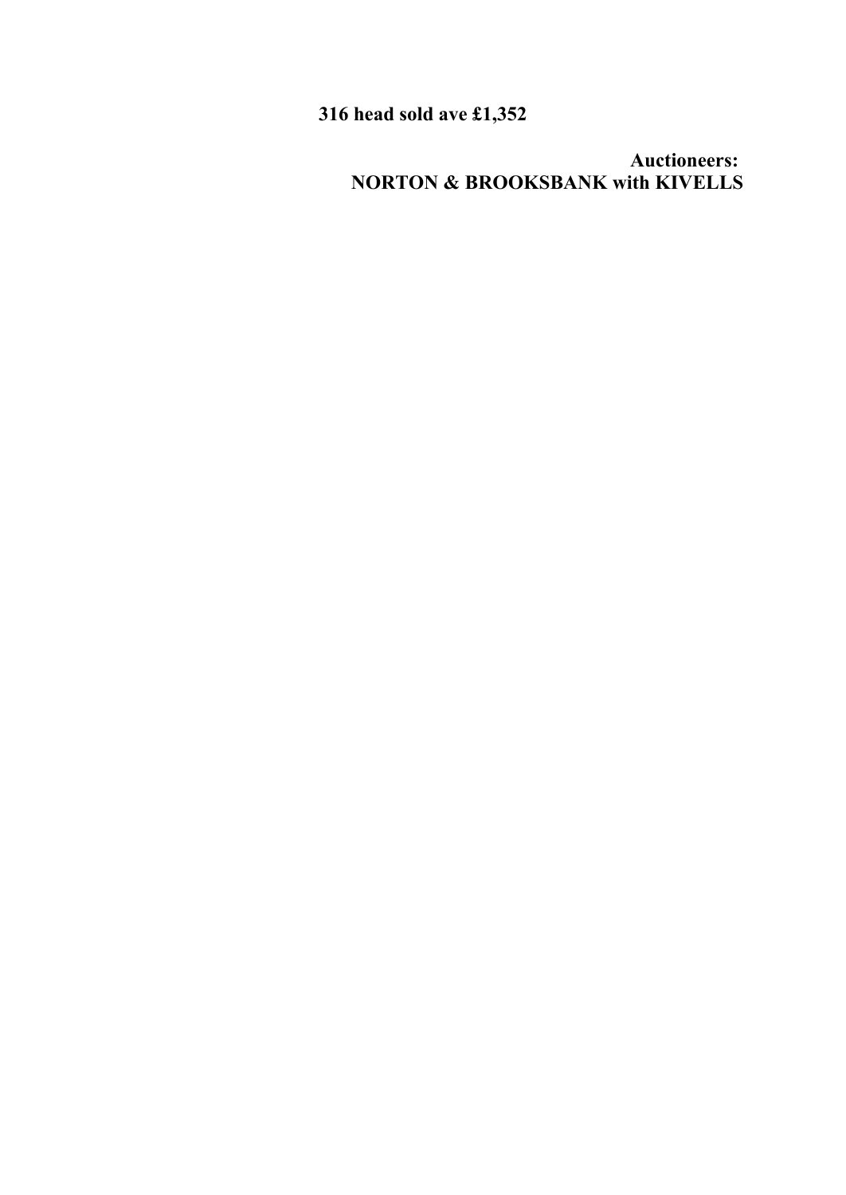**316 head sold ave £1,352**

**Auctioneers:**
**NORTON & BROOKSBANK with KIVELLS**